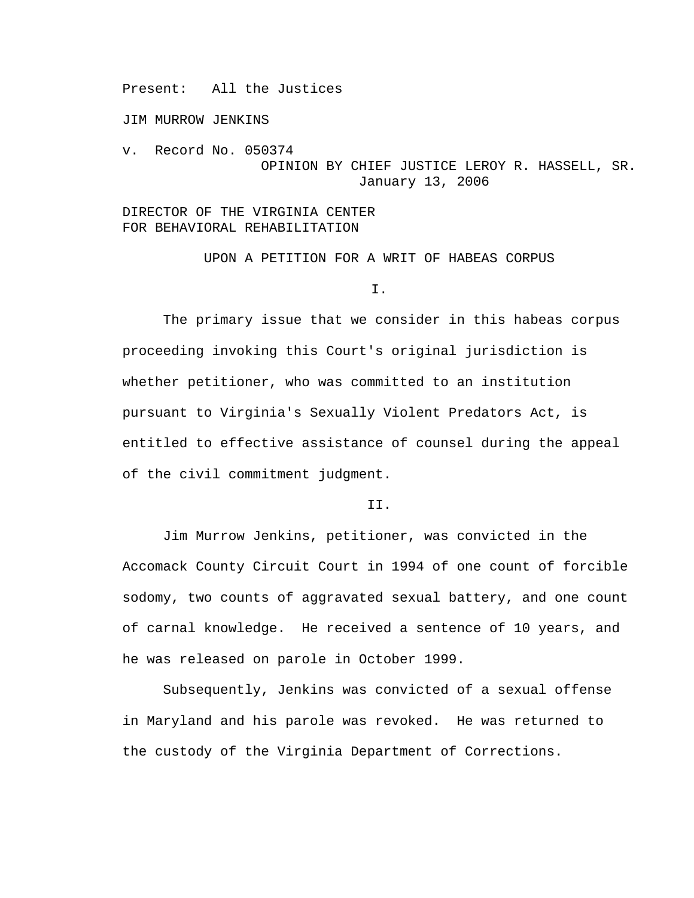Present: All the Justices

JIM MURROW JENKINS

v. Record No. 050374

OPINION BY CHIEF JUSTICE LEROY R. HASSELL, SR.
January 13, 2006

DIRECTOR OF THE VIRGINIA CENTER
FOR BEHAVIORAL REHABILITATION

UPON A PETITION FOR A WRIT OF HABEAS CORPUS

I.

The primary issue that we consider in this habeas corpus proceeding invoking this Court's original jurisdiction is whether petitioner, who was committed to an institution pursuant to Virginia's Sexually Violent Predators Act, is entitled to effective assistance of counsel during the appeal of the civil commitment judgment.

II.

Jim Murrow Jenkins, petitioner, was convicted in the Accomack County Circuit Court in 1994 of one count of forcible sodomy, two counts of aggravated sexual battery, and one count of carnal knowledge. He received a sentence of 10 years, and he was released on parole in October 1999.

Subsequently, Jenkins was convicted of a sexual offense in Maryland and his parole was revoked. He was returned to the custody of the Virginia Department of Corrections.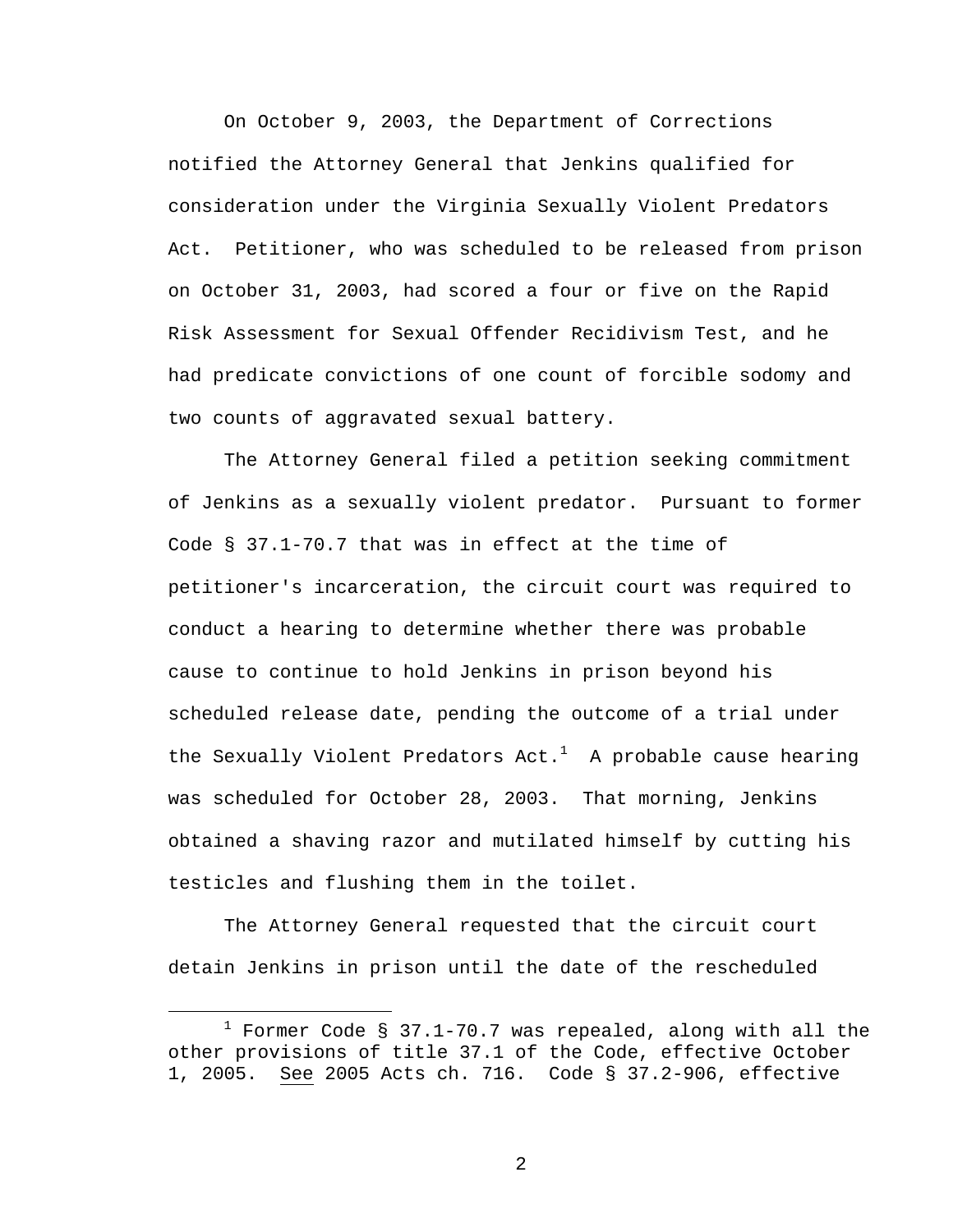On October 9, 2003, the Department of Corrections notified the Attorney General that Jenkins qualified for consideration under the Virginia Sexually Violent Predators Act. Petitioner, who was scheduled to be released from prison on October 31, 2003, had scored a four or five on the Rapid Risk Assessment for Sexual Offender Recidivism Test, and he had predicate convictions of one count of forcible sodomy and two counts of aggravated sexual battery.

The Attorney General filed a petition seeking commitment of Jenkins as a sexually violent predator. Pursuant to former Code § 37.1-70.7 that was in effect at the time of petitioner's incarceration, the circuit court was required to conduct a hearing to determine whether there was probable cause to continue to hold Jenkins in prison beyond his scheduled release date, pending the outcome of a trial under the Sexually Violent Predators Act.[1] A probable cause hearing was scheduled for October 28, 2003. That morning, Jenkins obtained a shaving razor and mutilated himself by cutting his testicles and flushing them in the toilet.

The Attorney General requested that the circuit court detain Jenkins in prison until the date of the rescheduled

---

[1] Former Code § 37.1-70.7 was repealed, along with all the other provisions of title 37.1 of the Code, effective October 1, 2005. See 2005 Acts ch. 716. Code § 37.2-906, effective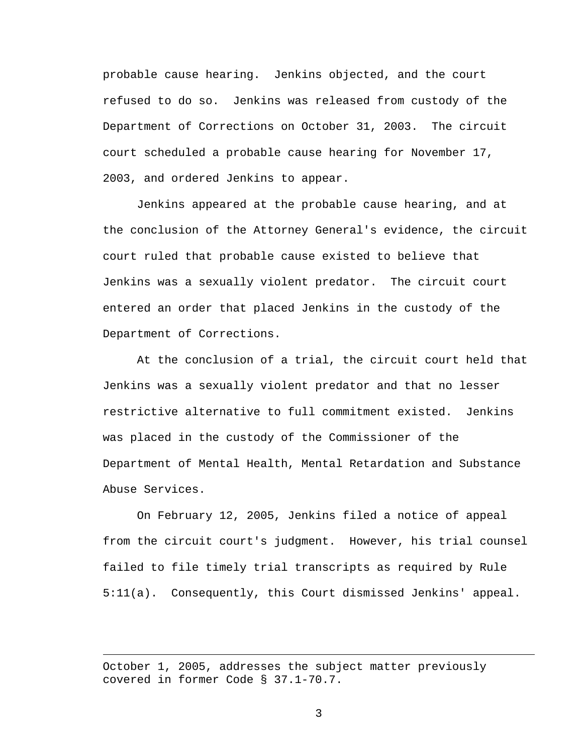probable cause hearing. Jenkins objected, and the court refused to do so. Jenkins was released from custody of the Department of Corrections on October 31, 2003. The circuit court scheduled a probable cause hearing for November 17, 2003, and ordered Jenkins to appear.

Jenkins appeared at the probable cause hearing, and at the conclusion of the Attorney General's evidence, the circuit court ruled that probable cause existed to believe that Jenkins was a sexually violent predator. The circuit court entered an order that placed Jenkins in the custody of the Department of Corrections.

At the conclusion of a trial, the circuit court held that Jenkins was a sexually violent predator and that no lesser restrictive alternative to full commitment existed. Jenkins was placed in the custody of the Commissioner of the Department of Mental Health, Mental Retardation and Substance Abuse Services.

On February 12, 2005, Jenkins filed a notice of appeal from the circuit court's judgment. However, his trial counsel failed to file timely trial transcripts as required by Rule 5:11(a). Consequently, this Court dismissed Jenkins' appeal.

---

October 1, 2005, addresses the subject matter previously covered in former Code § 37.1-70.7.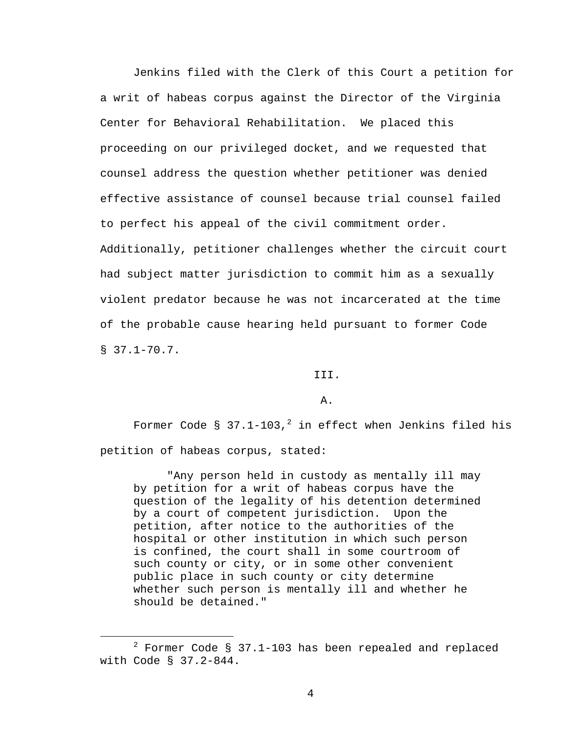Jenkins filed with the Clerk of this Court a petition for a writ of habeas corpus against the Director of the Virginia Center for Behavioral Rehabilitation. We placed this proceeding on our privileged docket, and we requested that counsel address the question whether petitioner was denied effective assistance of counsel because trial counsel failed to perfect his appeal of the civil commitment order. Additionally, petitioner challenges whether the circuit court had subject matter jurisdiction to commit him as a sexually violent predator because he was not incarcerated at the time of the probable cause hearing held pursuant to former Code § 37.1-70.7.

## III.

### A.

Former Code § 37.1-103,[2] in effect when Jenkins filed his petition of habeas corpus, stated:

> "Any person held in custody as mentally ill may by petition for a writ of habeas corpus have the question of the legality of his detention determined by a court of competent jurisdiction. Upon the petition, after notice to the authorities of the hospital or other institution in which such person is confined, the court shall in some courtroom of such county or city, or in some other convenient public place in such county or city determine whether such person is mentally ill and whether he should be detained."

---

[2] Former Code § 37.1-103 has been repealed and replaced with Code § 37.2-844.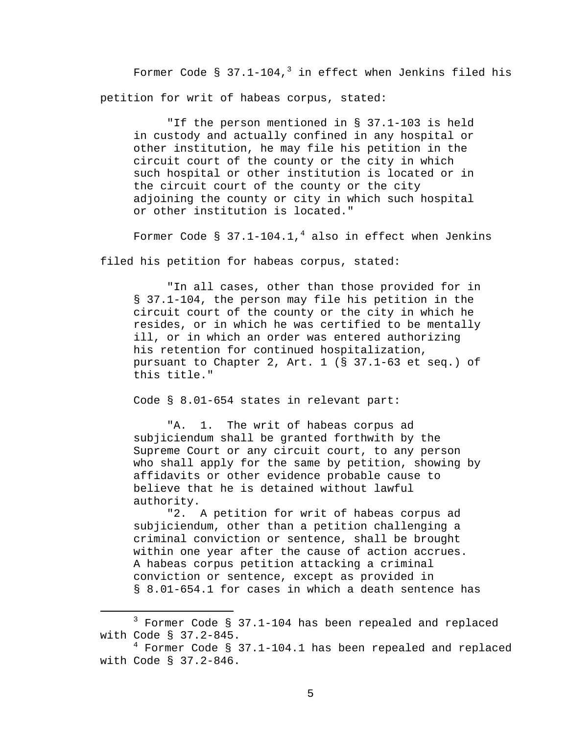Former Code § 37.1-104,[3] in effect when Jenkins filed his petition for writ of habeas corpus, stated:

> "If the person mentioned in § 37.1-103 is held in custody and actually confined in any hospital or other institution, he may file his petition in the circuit court of the county or the city in which such hospital or other institution is located or in the circuit court of the county or the city adjoining the county or city in which such hospital or other institution is located."

Former Code § 37.1-104.1,[4] also in effect when Jenkins filed his petition for habeas corpus, stated:

> "In all cases, other than those provided for in § 37.1-104, the person may file his petition in the circuit court of the county or the city in which he resides, or in which he was certified to be mentally ill, or in which an order was entered authorizing his retention for continued hospitalization, pursuant to Chapter 2, Art. 1 (§ 37.1-63 et seq.) of this title."

Code § 8.01-654 states in relevant part:

> "A. 1. The writ of habeas corpus ad subjiciendum shall be granted forthwith by the Supreme Court or any circuit court, to any person who shall apply for the same by petition, showing by affidavits or other evidence probable cause to believe that he is detained without lawful authority.
>
> "2. A petition for writ of habeas corpus ad subjiciendum, other than a petition challenging a criminal conviction or sentence, shall be brought within one year after the cause of action accrues. A habeas corpus petition attacking a criminal conviction or sentence, except as provided in § 8.01-654.1 for cases in which a death sentence has

---

[3] Former Code § 37.1-104 has been repealed and replaced with Code § 37.2-845.

[4] Former Code § 37.1-104.1 has been repealed and replaced with Code § 37.2-846.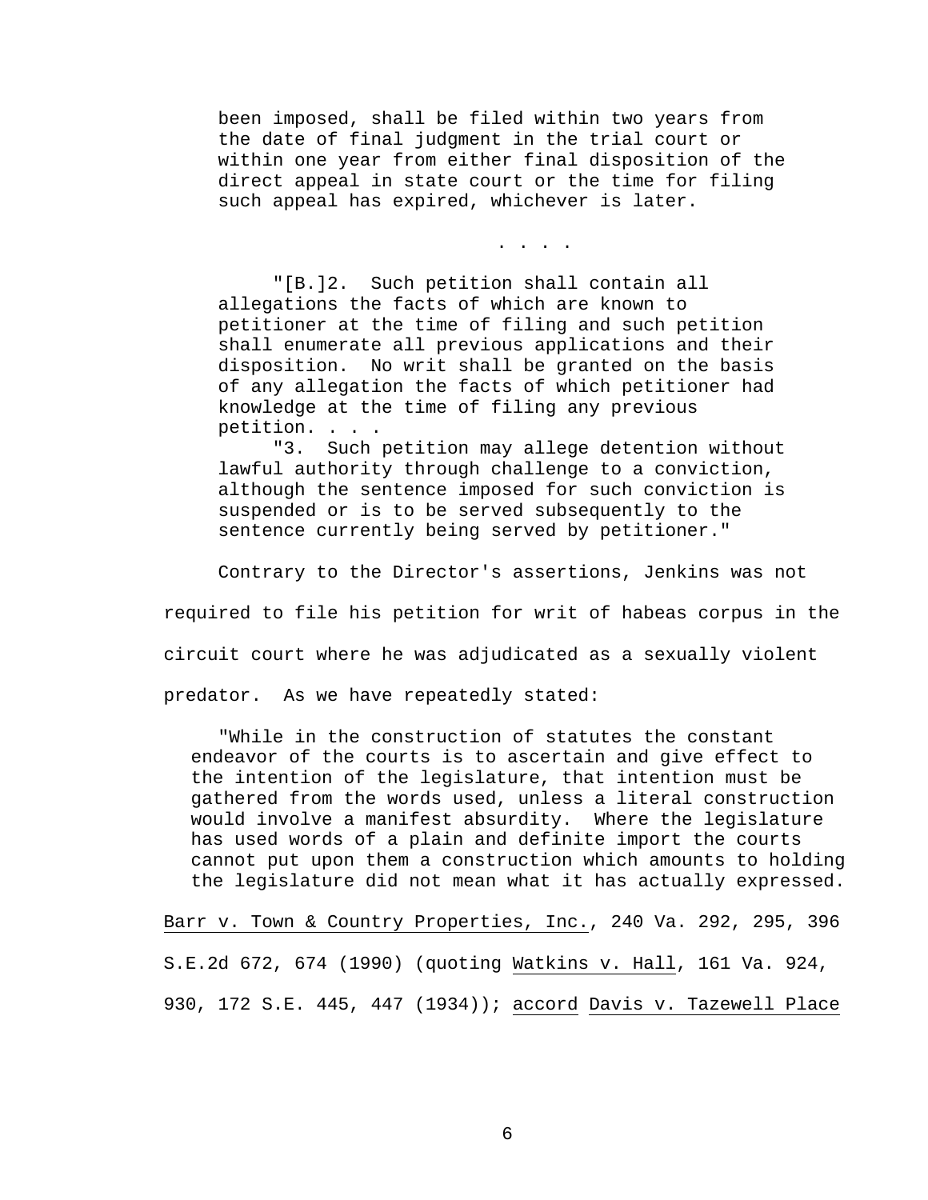> been imposed, shall be filed within two years from the date of final judgment in the trial court or within one year from either final disposition of the direct appeal in state court or the time for filing such appeal has expired, whichever is later.
>
> . . . .
>
> "[B.]2. Such petition shall contain all allegations the facts of which are known to petitioner at the time of filing and such petition shall enumerate all previous applications and their disposition. No writ shall be granted on the basis of any allegation the facts of which petitioner had knowledge at the time of filing any previous petition. . . .
>
> "3. Such petition may allege detention without lawful authority through challenge to a conviction, although the sentence imposed for such conviction is suspended or is to be served subsequently to the sentence currently being served by petitioner."

Contrary to the Director's assertions, Jenkins was not required to file his petition for writ of habeas corpus in the circuit court where he was adjudicated as a sexually violent predator. As we have repeatedly stated:

> "While in the construction of statutes the constant endeavor of the courts is to ascertain and give effect to the intention of the legislature, that intention must be gathered from the words used, unless a literal construction would involve a manifest absurdity. Where the legislature has used words of a plain and definite import the courts cannot put upon them a construction which amounts to holding the legislature did not mean what it has actually expressed.

Barr v. Town & Country Properties, Inc., 240 Va. 292, 295, 396 S.E.2d 672, 674 (1990) (quoting Watkins v. Hall, 161 Va. 924, 930, 172 S.E. 445, 447 (1934)); accord Davis v. Tazewell Place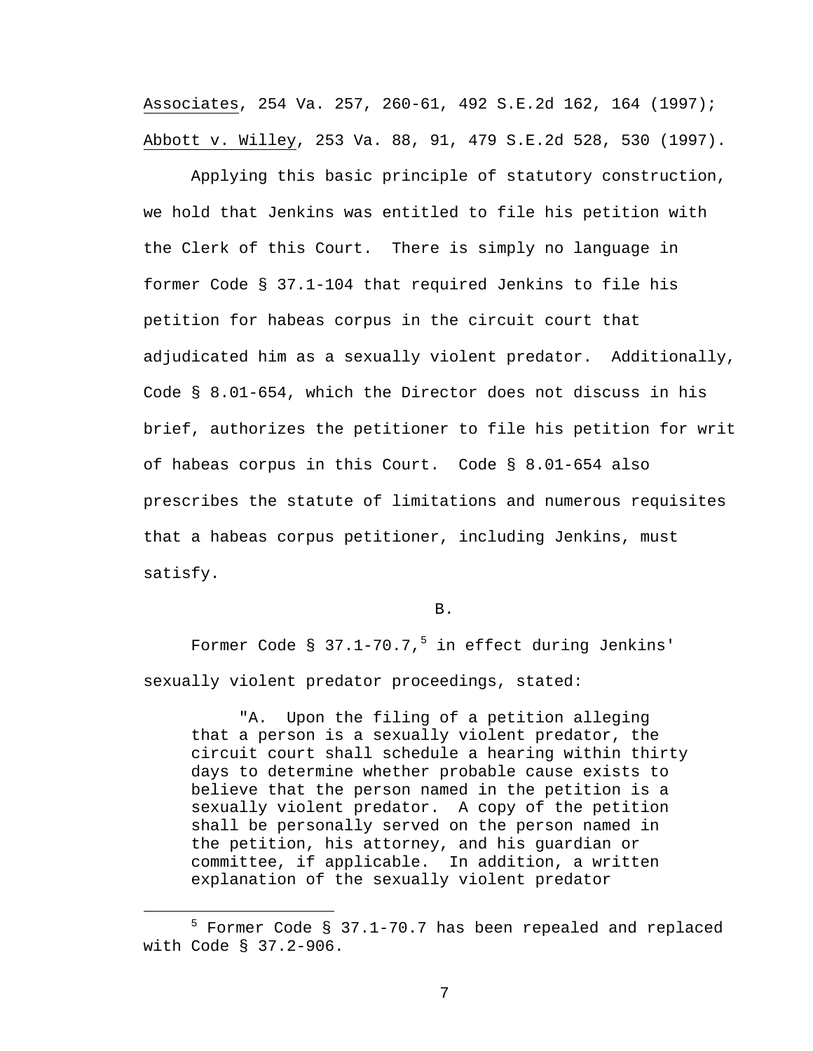Associates, 254 Va. 257, 260-61, 492 S.E.2d 162, 164 (1997); Abbott v. Willey, 253 Va. 88, 91, 479 S.E.2d 528, 530 (1997).

Applying this basic principle of statutory construction, we hold that Jenkins was entitled to file his petition with the Clerk of this Court. There is simply no language in former Code § 37.1-104 that required Jenkins to file his petition for habeas corpus in the circuit court that adjudicated him as a sexually violent predator. Additionally, Code § 8.01-654, which the Director does not discuss in his brief, authorizes the petitioner to file his petition for writ of habeas corpus in this Court. Code § 8.01-654 also prescribes the statute of limitations and numerous requisites that a habeas corpus petitioner, including Jenkins, must satisfy.

B.

Former Code § 37.1-70.7,[5] in effect during Jenkins' sexually violent predator proceedings, stated:

> "A. Upon the filing of a petition alleging that a person is a sexually violent predator, the circuit court shall schedule a hearing within thirty days to determine whether probable cause exists to believe that the person named in the petition is a sexually violent predator. A copy of the petition shall be personally served on the person named in the petition, his attorney, and his guardian or committee, if applicable. In addition, a written explanation of the sexually violent predator

[5] Former Code § 37.1-70.7 has been repealed and replaced with Code § 37.2-906.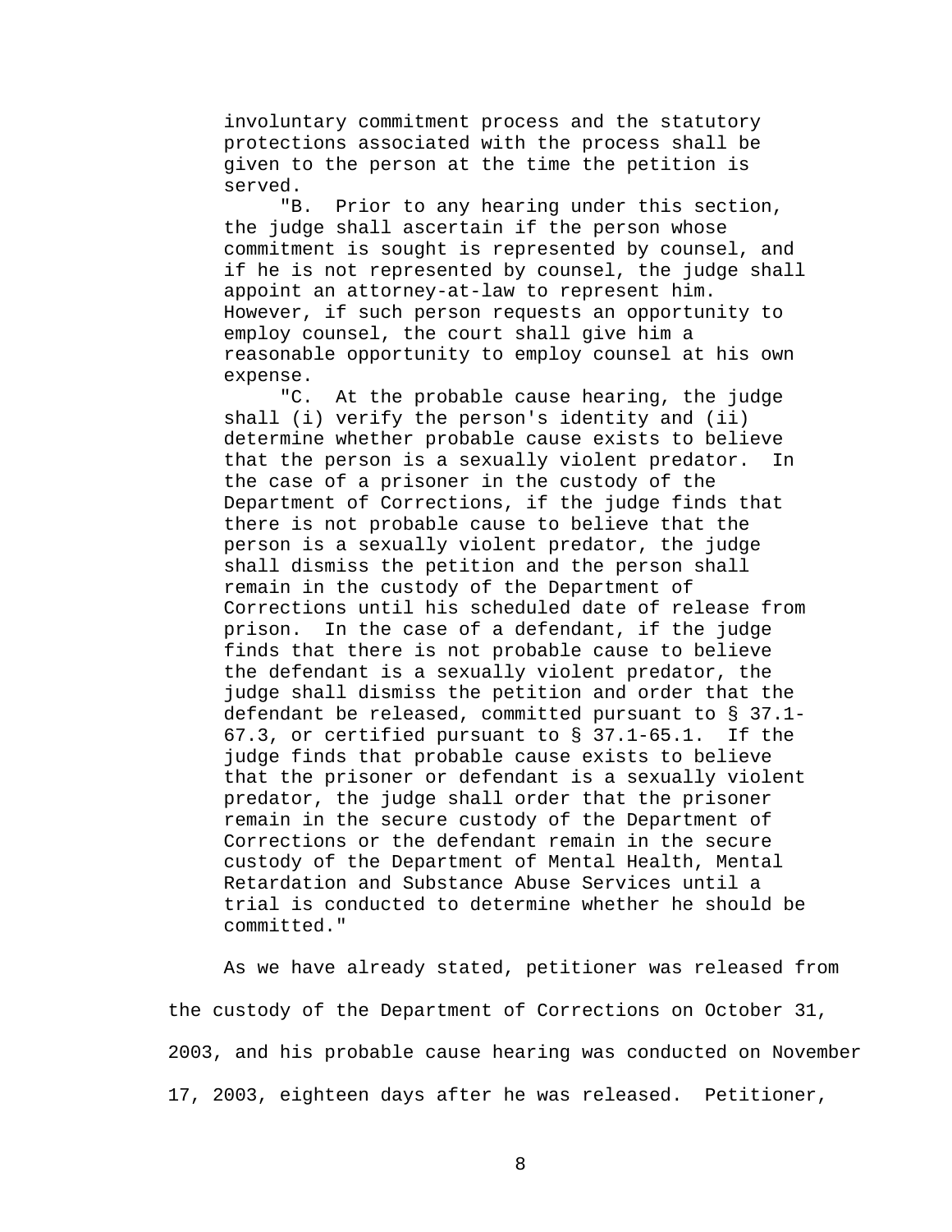> involuntary commitment process and the statutory protections associated with the process shall be given to the person at the time the petition is served.
>
> "B. Prior to any hearing under this section, the judge shall ascertain if the person whose commitment is sought is represented by counsel, and if he is not represented by counsel, the judge shall appoint an attorney-at-law to represent him. However, if such person requests an opportunity to employ counsel, the court shall give him a reasonable opportunity to employ counsel at his own expense.
>
> "C. At the probable cause hearing, the judge shall (i) verify the person's identity and (ii) determine whether probable cause exists to believe that the person is a sexually violent predator. In the case of a prisoner in the custody of the Department of Corrections, if the judge finds that there is not probable cause to believe that the person is a sexually violent predator, the judge shall dismiss the petition and the person shall remain in the custody of the Department of Corrections until his scheduled date of release from prison. In the case of a defendant, if the judge finds that there is not probable cause to believe the defendant is a sexually violent predator, the judge shall dismiss the petition and order that the defendant be released, committed pursuant to § 37.1-67.3, or certified pursuant to § 37.1-65.1. If the judge finds that probable cause exists to believe that the prisoner or defendant is a sexually violent predator, the judge shall order that the prisoner remain in the secure custody of the Department of Corrections or the defendant remain in the secure custody of the Department of Mental Health, Mental Retardation and Substance Abuse Services until a trial is conducted to determine whether he should be committed."

As we have already stated, petitioner was released from the custody of the Department of Corrections on October 31, 2003, and his probable cause hearing was conducted on November 17, 2003, eighteen days after he was released. Petitioner,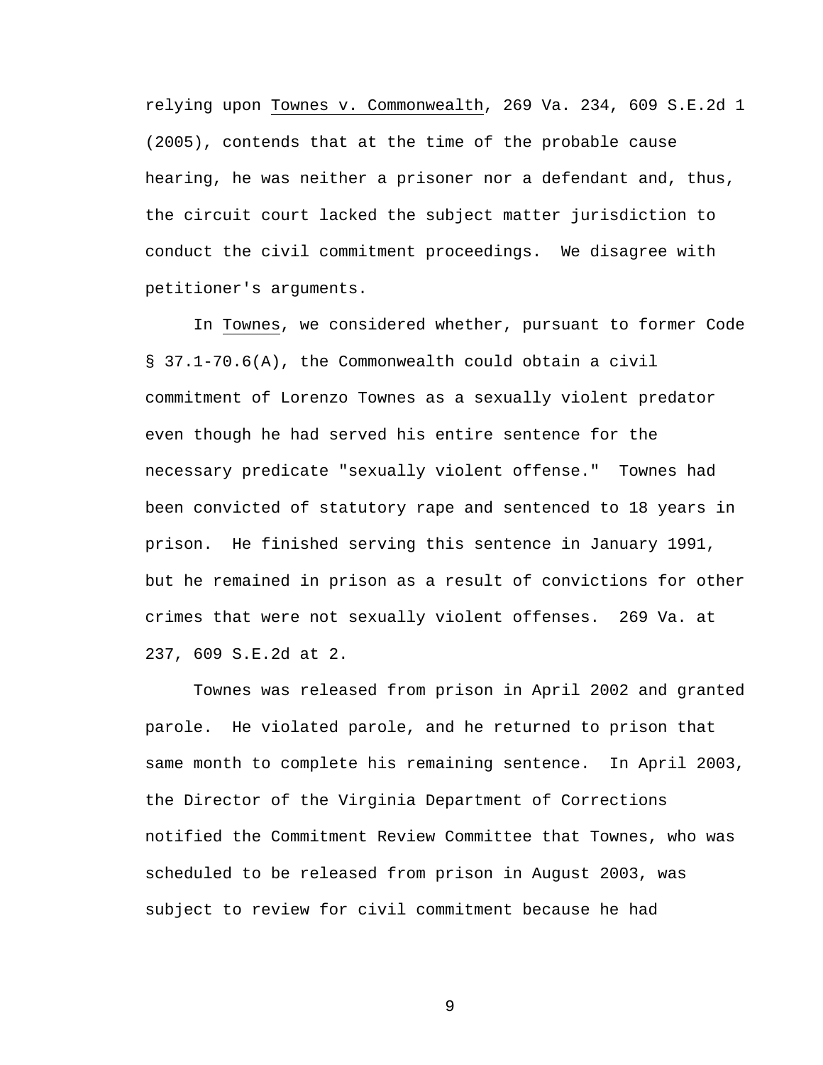relying upon Townes v. Commonwealth, 269 Va. 234, 609 S.E.2d 1 (2005), contends that at the time of the probable cause hearing, he was neither a prisoner nor a defendant and, thus, the circuit court lacked the subject matter jurisdiction to conduct the civil commitment proceedings. We disagree with petitioner's arguments.

In Townes, we considered whether, pursuant to former Code § 37.1-70.6(A), the Commonwealth could obtain a civil commitment of Lorenzo Townes as a sexually violent predator even though he had served his entire sentence for the necessary predicate "sexually violent offense." Townes had been convicted of statutory rape and sentenced to 18 years in prison. He finished serving this sentence in January 1991, but he remained in prison as a result of convictions for other crimes that were not sexually violent offenses. 269 Va. at 237, 609 S.E.2d at 2.

Townes was released from prison in April 2002 and granted parole. He violated parole, and he returned to prison that same month to complete his remaining sentence. In April 2003, the Director of the Virginia Department of Corrections notified the Commitment Review Committee that Townes, who was scheduled to be released from prison in August 2003, was subject to review for civil commitment because he had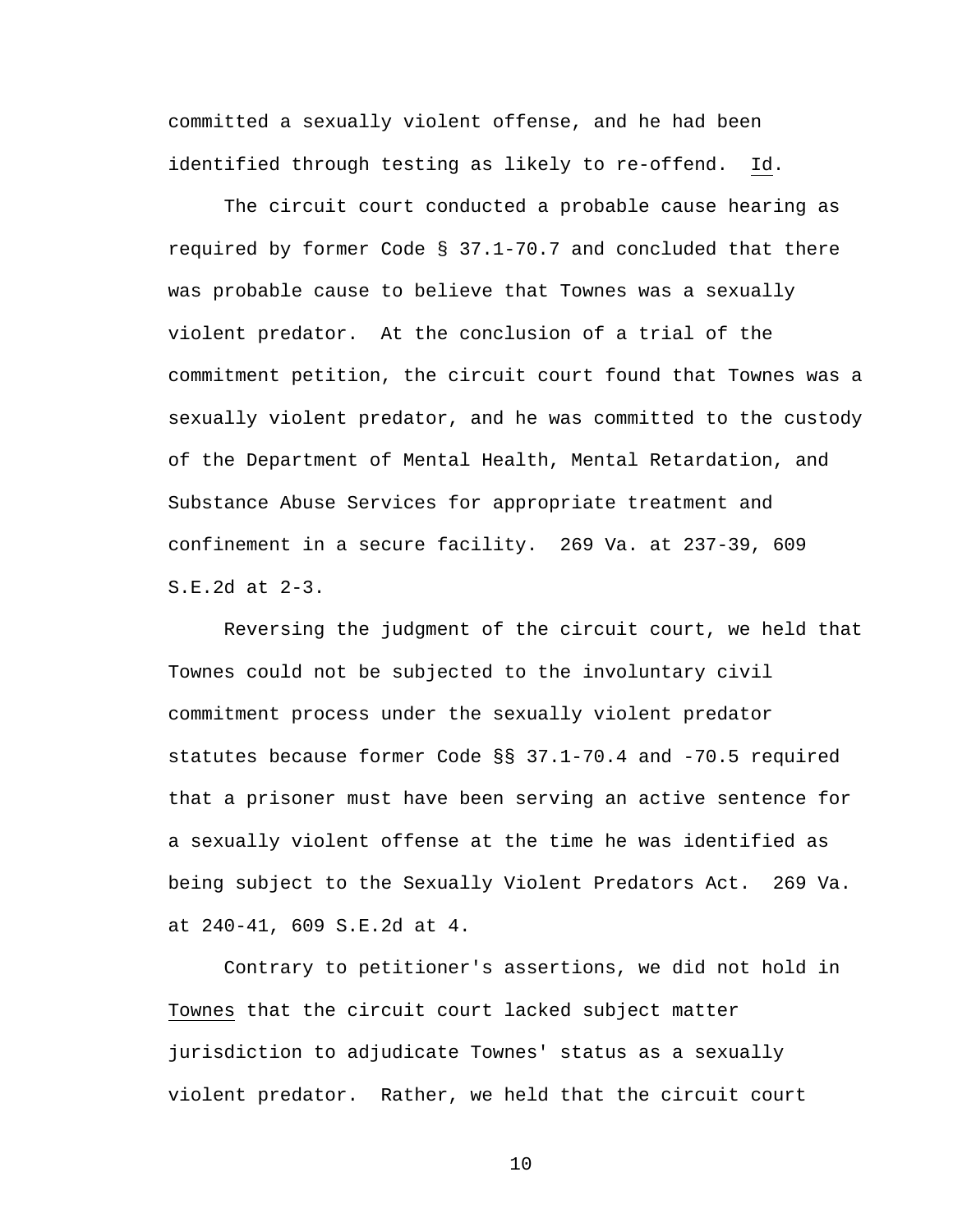committed a sexually violent offense, and he had been identified through testing as likely to re-offend. Id.

The circuit court conducted a probable cause hearing as required by former Code § 37.1-70.7 and concluded that there was probable cause to believe that Townes was a sexually violent predator. At the conclusion of a trial of the commitment petition, the circuit court found that Townes was a sexually violent predator, and he was committed to the custody of the Department of Mental Health, Mental Retardation, and Substance Abuse Services for appropriate treatment and confinement in a secure facility. 269 Va. at 237-39, 609 S.E.2d at 2-3.

Reversing the judgment of the circuit court, we held that Townes could not be subjected to the involuntary civil commitment process under the sexually violent predator statutes because former Code §§ 37.1-70.4 and -70.5 required that a prisoner must have been serving an active sentence for a sexually violent offense at the time he was identified as being subject to the Sexually Violent Predators Act. 269 Va. at 240-41, 609 S.E.2d at 4.

Contrary to petitioner's assertions, we did not hold in Townes that the circuit court lacked subject matter jurisdiction to adjudicate Townes' status as a sexually violent predator. Rather, we held that the circuit court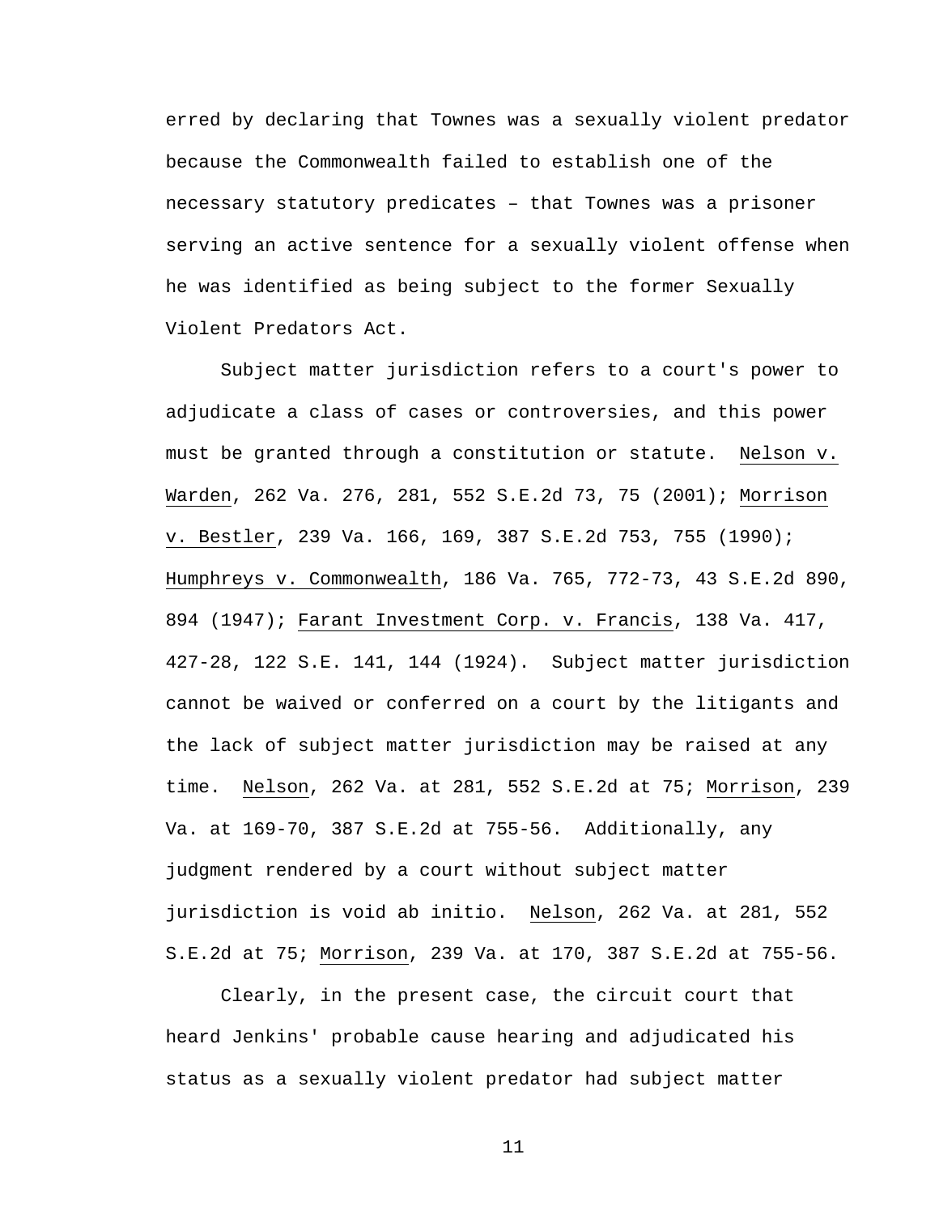erred by declaring that Townes was a sexually violent predator because the Commonwealth failed to establish one of the necessary statutory predicates – that Townes was a prisoner serving an active sentence for a sexually violent offense when he was identified as being subject to the former Sexually Violent Predators Act.

Subject matter jurisdiction refers to a court's power to adjudicate a class of cases or controversies, and this power must be granted through a constitution or statute. Nelson v. Warden, 262 Va. 276, 281, 552 S.E.2d 73, 75 (2001); Morrison v. Bestler, 239 Va. 166, 169, 387 S.E.2d 753, 755 (1990); Humphreys v. Commonwealth, 186 Va. 765, 772-73, 43 S.E.2d 890, 894 (1947); Farant Investment Corp. v. Francis, 138 Va. 417, 427-28, 122 S.E. 141, 144 (1924). Subject matter jurisdiction cannot be waived or conferred on a court by the litigants and the lack of subject matter jurisdiction may be raised at any time. Nelson, 262 Va. at 281, 552 S.E.2d at 75; Morrison, 239 Va. at 169-70, 387 S.E.2d at 755-56. Additionally, any judgment rendered by a court without subject matter jurisdiction is void ab initio. Nelson, 262 Va. at 281, 552 S.E.2d at 75; Morrison, 239 Va. at 170, 387 S.E.2d at 755-56.

Clearly, in the present case, the circuit court that heard Jenkins' probable cause hearing and adjudicated his status as a sexually violent predator had subject matter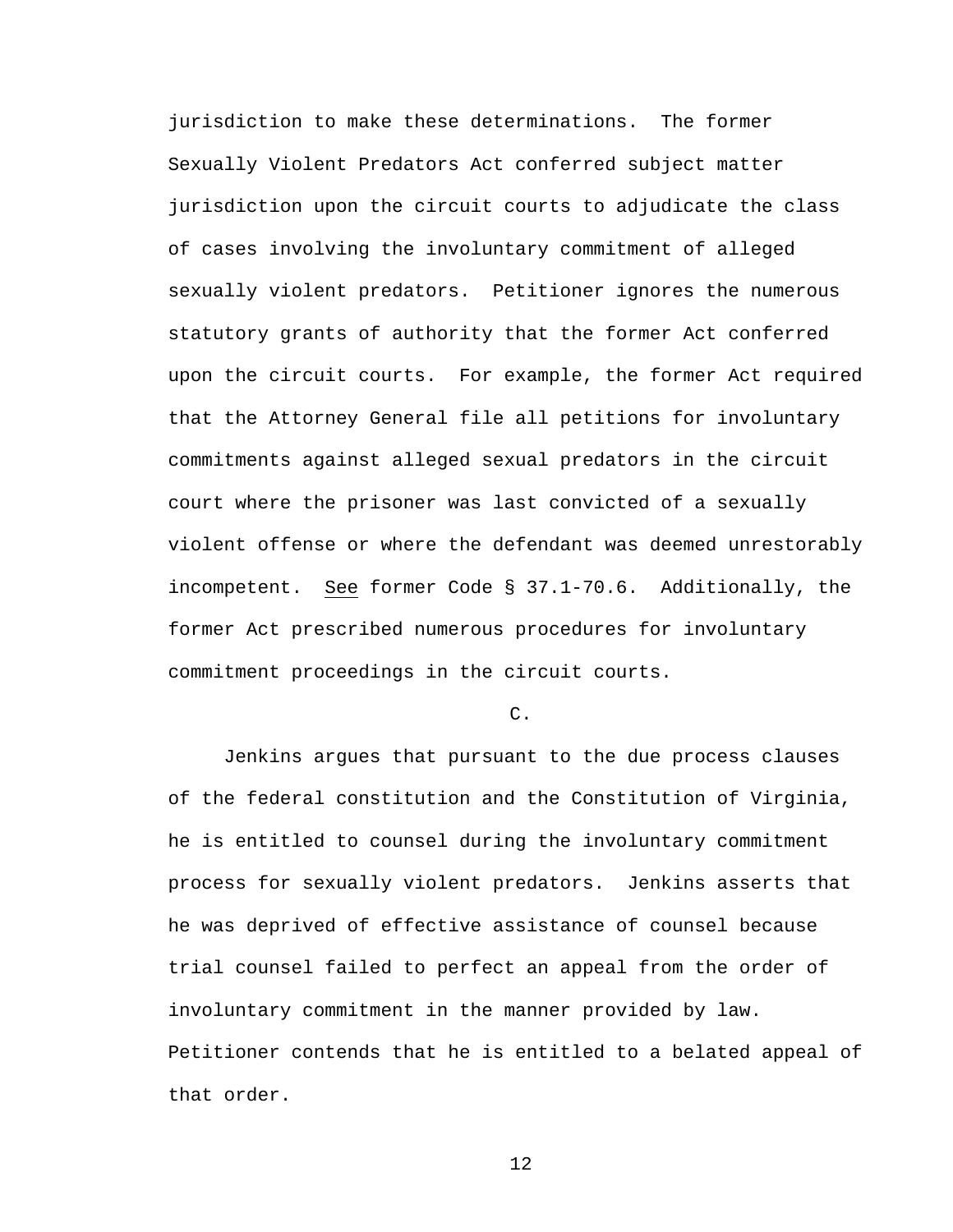jurisdiction to make these determinations. The former Sexually Violent Predators Act conferred subject matter jurisdiction upon the circuit courts to adjudicate the class of cases involving the involuntary commitment of alleged sexually violent predators. Petitioner ignores the numerous statutory grants of authority that the former Act conferred upon the circuit courts. For example, the former Act required that the Attorney General file all petitions for involuntary commitments against alleged sexual predators in the circuit court where the prisoner was last convicted of a sexually violent offense or where the defendant was deemed unrestorably incompetent. See former Code § 37.1-70.6. Additionally, the former Act prescribed numerous procedures for involuntary commitment proceedings in the circuit courts.

C.

Jenkins argues that pursuant to the due process clauses of the federal constitution and the Constitution of Virginia, he is entitled to counsel during the involuntary commitment process for sexually violent predators. Jenkins asserts that he was deprived of effective assistance of counsel because trial counsel failed to perfect an appeal from the order of involuntary commitment in the manner provided by law. Petitioner contends that he is entitled to a belated appeal of that order.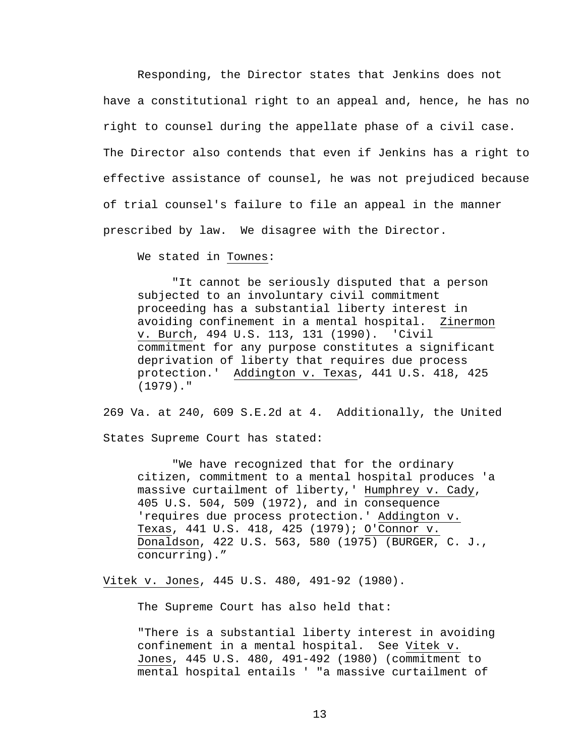Responding, the Director states that Jenkins does not have a constitutional right to an appeal and, hence, he has no right to counsel during the appellate phase of a civil case. The Director also contends that even if Jenkins has a right to effective assistance of counsel, he was not prejudiced because of trial counsel's failure to file an appeal in the manner prescribed by law. We disagree with the Director.

We stated in Townes:

> "It cannot be seriously disputed that a person subjected to an involuntary civil commitment proceeding has a substantial liberty interest in avoiding confinement in a mental hospital. Zinermon v. Burch, 494 U.S. 113, 131 (1990). 'Civil commitment for any purpose constitutes a significant deprivation of liberty that requires due process protection.' Addington v. Texas, 441 U.S. 418, 425 (1979)."

269 Va. at 240, 609 S.E.2d at 4. Additionally, the United States Supreme Court has stated:

> "We have recognized that for the ordinary citizen, commitment to a mental hospital produces 'a massive curtailment of liberty,' Humphrey v. Cady, 405 U.S. 504, 509 (1972), and in consequence 'requires due process protection.' Addington v. Texas, 441 U.S. 418, 425 (1979); O'Connor v. Donaldson, 422 U.S. 563, 580 (1975) (BURGER, C. J., concurring)."

Vitek v. Jones, 445 U.S. 480, 491-92 (1980).

The Supreme Court has also held that:

> "There is a substantial liberty interest in avoiding confinement in a mental hospital. See Vitek v. Jones, 445 U.S. 480, 491-492 (1980) (commitment to mental hospital entails ' "a massive curtailment of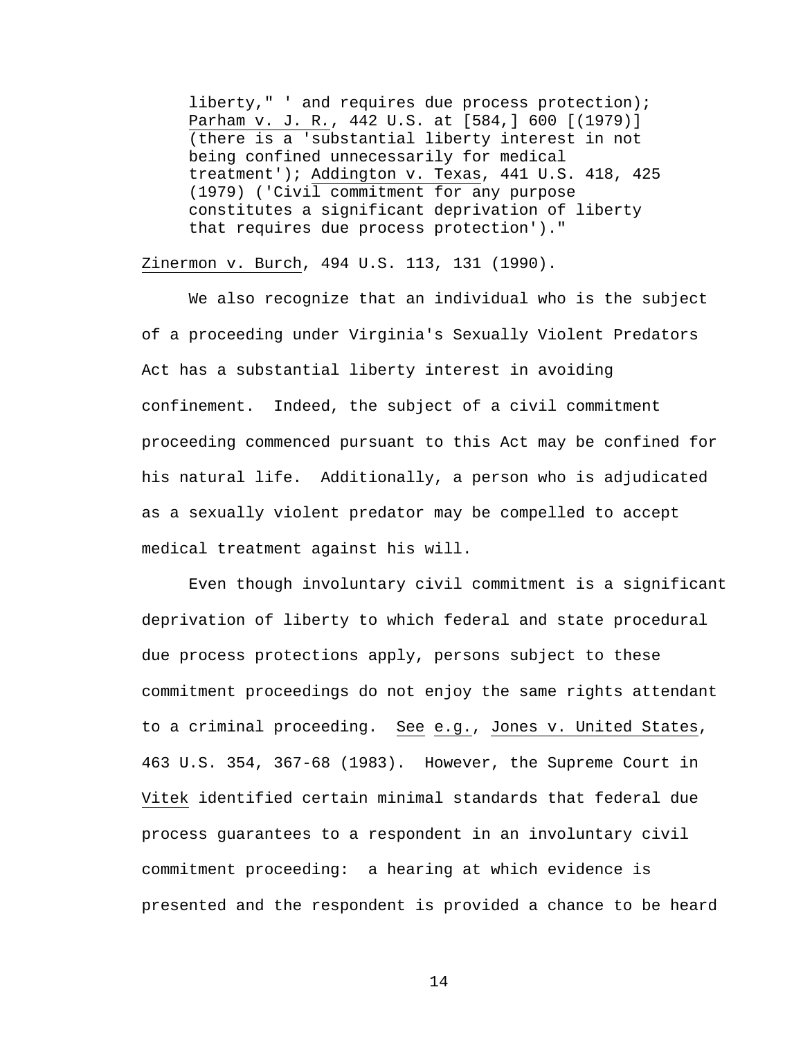> liberty," ' and requires due process protection); Parham v. J. R., 442 U.S. at [584,] 600 [(1979)] (there is a 'substantial liberty interest in not being confined unnecessarily for medical treatment'); Addington v. Texas, 441 U.S. 418, 425 (1979) ('Civil commitment for any purpose constitutes a significant deprivation of liberty that requires due process protection')."

Zinermon v. Burch, 494 U.S. 113, 131 (1990).

We also recognize that an individual who is the subject of a proceeding under Virginia's Sexually Violent Predators Act has a substantial liberty interest in avoiding confinement. Indeed, the subject of a civil commitment proceeding commenced pursuant to this Act may be confined for his natural life. Additionally, a person who is adjudicated as a sexually violent predator may be compelled to accept medical treatment against his will.

Even though involuntary civil commitment is a significant deprivation of liberty to which federal and state procedural due process protections apply, persons subject to these commitment proceedings do not enjoy the same rights attendant to a criminal proceeding. See e.g., Jones v. United States, 463 U.S. 354, 367-68 (1983). However, the Supreme Court in Vitek identified certain minimal standards that federal due process guarantees to a respondent in an involuntary civil commitment proceeding: a hearing at which evidence is presented and the respondent is provided a chance to be heard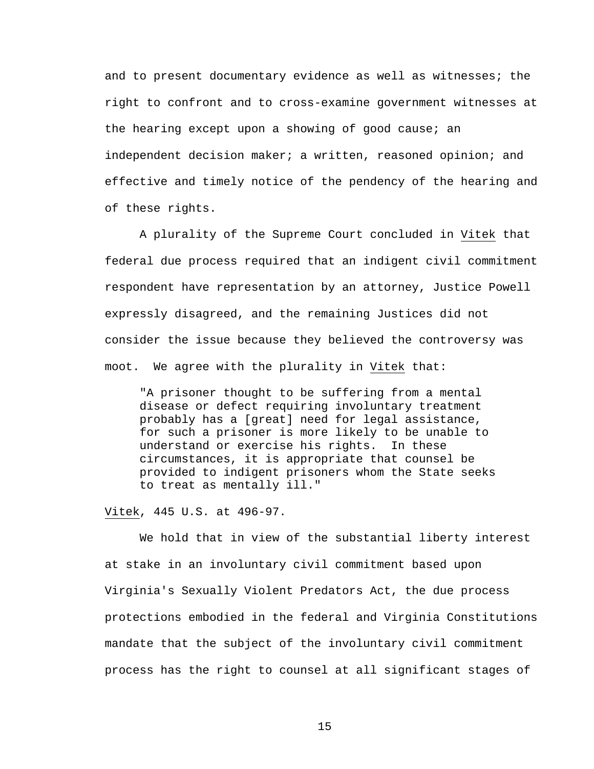and to present documentary evidence as well as witnesses; the right to confront and to cross-examine government witnesses at the hearing except upon a showing of good cause; an independent decision maker; a written, reasoned opinion; and effective and timely notice of the pendency of the hearing and of these rights.

A plurality of the Supreme Court concluded in Vitek that federal due process required that an indigent civil commitment respondent have representation by an attorney, Justice Powell expressly disagreed, and the remaining Justices did not consider the issue because they believed the controversy was moot. We agree with the plurality in Vitek that:

> "A prisoner thought to be suffering from a mental disease or defect requiring involuntary treatment probably has a [great] need for legal assistance, for such a prisoner is more likely to be unable to understand or exercise his rights. In these circumstances, it is appropriate that counsel be provided to indigent prisoners whom the State seeks to treat as mentally ill."

Vitek, 445 U.S. at 496-97.

We hold that in view of the substantial liberty interest at stake in an involuntary civil commitment based upon Virginia's Sexually Violent Predators Act, the due process protections embodied in the federal and Virginia Constitutions mandate that the subject of the involuntary civil commitment process has the right to counsel at all significant stages of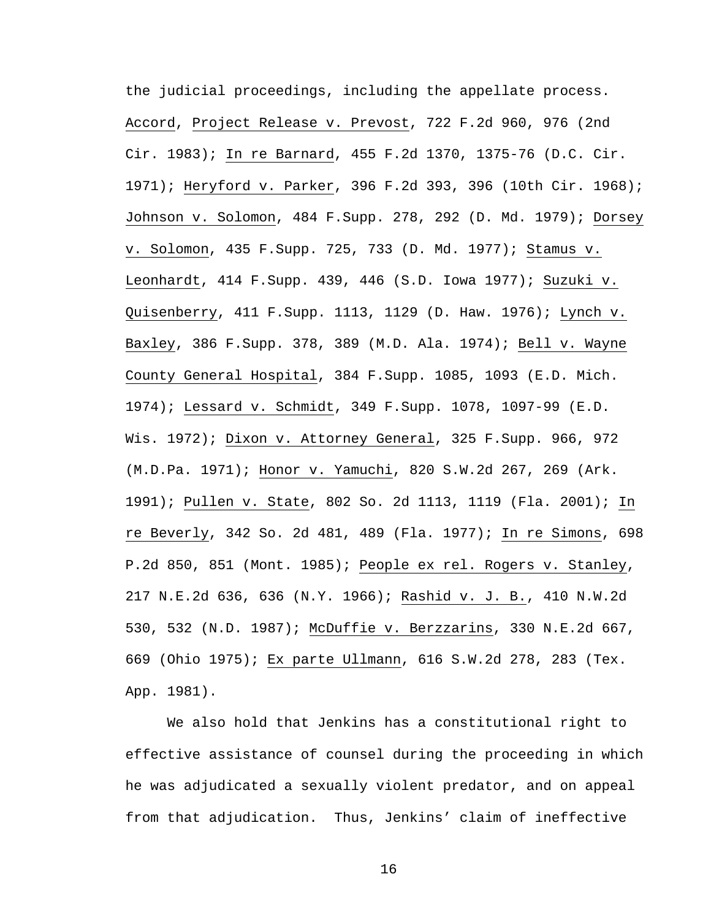the judicial proceedings, including the appellate process. Accord, Project Release v. Prevost, 722 F.2d 960, 976 (2nd Cir. 1983); In re Barnard, 455 F.2d 1370, 1375-76 (D.C. Cir. 1971); Heryford v. Parker, 396 F.2d 393, 396 (10th Cir. 1968); Johnson v. Solomon, 484 F.Supp. 278, 292 (D. Md. 1979); Dorsey v. Solomon, 435 F.Supp. 725, 733 (D. Md. 1977); Stamus v. Leonhardt, 414 F.Supp. 439, 446 (S.D. Iowa 1977); Suzuki v. Quisenberry, 411 F.Supp. 1113, 1129 (D. Haw. 1976); Lynch v. Baxley, 386 F.Supp. 378, 389 (M.D. Ala. 1974); Bell v. Wayne County General Hospital, 384 F.Supp. 1085, 1093 (E.D. Mich. 1974); Lessard v. Schmidt, 349 F.Supp. 1078, 1097-99 (E.D. Wis. 1972); Dixon v. Attorney General, 325 F.Supp. 966, 972 (M.D.Pa. 1971); Honor v. Yamuchi, 820 S.W.2d 267, 269 (Ark. 1991); Pullen v. State, 802 So. 2d 1113, 1119 (Fla. 2001); In re Beverly, 342 So. 2d 481, 489 (Fla. 1977); In re Simons, 698 P.2d 850, 851 (Mont. 1985); People ex rel. Rogers v. Stanley, 217 N.E.2d 636, 636 (N.Y. 1966); Rashid v. J. B., 410 N.W.2d 530, 532 (N.D. 1987); McDuffie v. Berzzarins, 330 N.E.2d 667, 669 (Ohio 1975); Ex parte Ullmann, 616 S.W.2d 278, 283 (Tex. App. 1981).

We also hold that Jenkins has a constitutional right to effective assistance of counsel during the proceeding in which he was adjudicated a sexually violent predator, and on appeal from that adjudication. Thus, Jenkins' claim of ineffective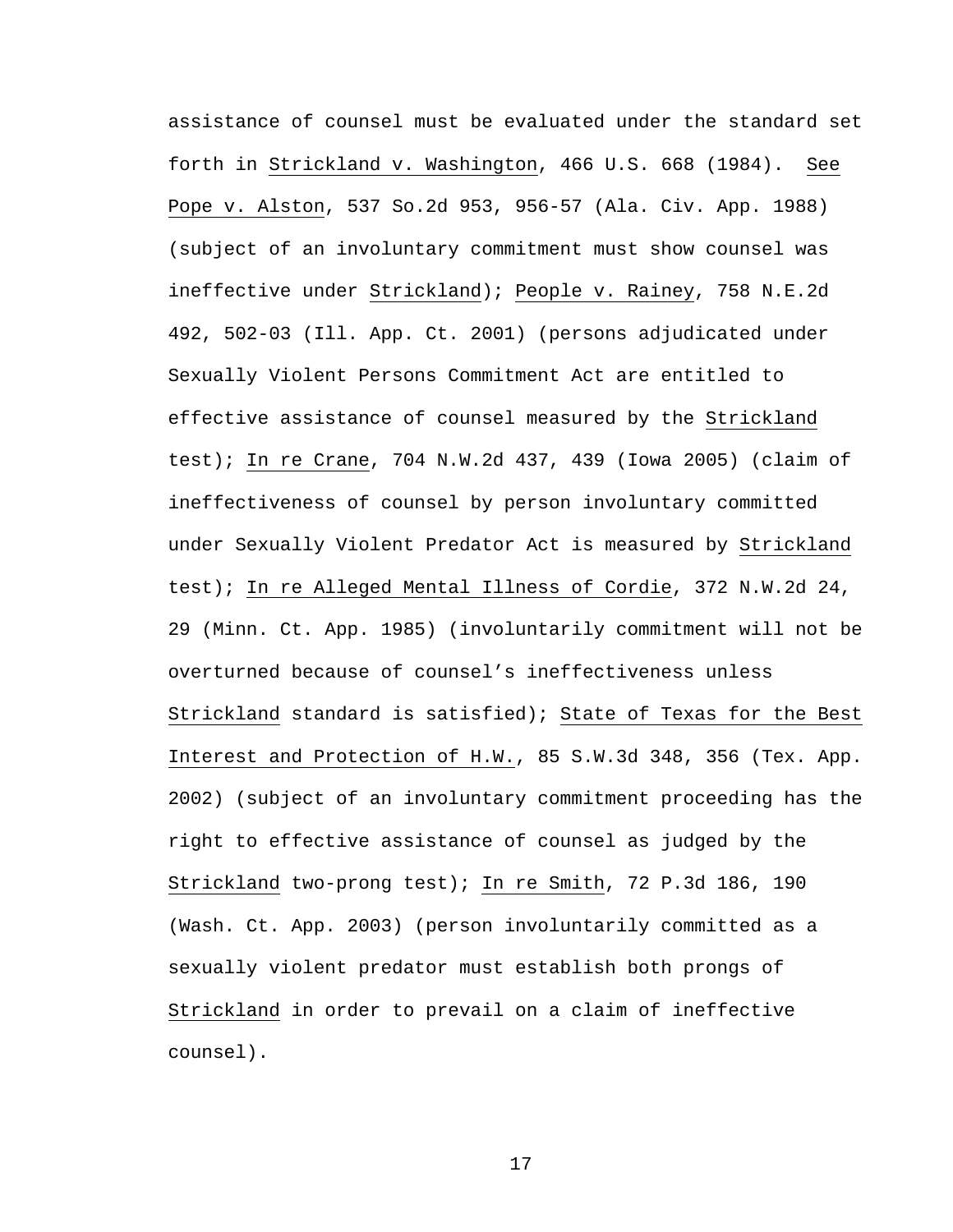assistance of counsel must be evaluated under the standard set forth in Strickland v. Washington, 466 U.S. 668 (1984). See Pope v. Alston, 537 So.2d 953, 956-57 (Ala. Civ. App. 1988) (subject of an involuntary commitment must show counsel was ineffective under Strickland); People v. Rainey, 758 N.E.2d 492, 502-03 (Ill. App. Ct. 2001) (persons adjudicated under Sexually Violent Persons Commitment Act are entitled to effective assistance of counsel measured by the Strickland test); In re Crane, 704 N.W.2d 437, 439 (Iowa 2005) (claim of ineffectiveness of counsel by person involuntary committed under Sexually Violent Predator Act is measured by Strickland test); In re Alleged Mental Illness of Cordie, 372 N.W.2d 24, 29 (Minn. Ct. App. 1985) (involuntarily commitment will not be overturned because of counsel's ineffectiveness unless Strickland standard is satisfied); State of Texas for the Best Interest and Protection of H.W., 85 S.W.3d 348, 356 (Tex. App. 2002) (subject of an involuntary commitment proceeding has the right to effective assistance of counsel as judged by the Strickland two-prong test); In re Smith, 72 P.3d 186, 190 (Wash. Ct. App. 2003) (person involuntarily committed as a sexually violent predator must establish both prongs of Strickland in order to prevail on a claim of ineffective counsel).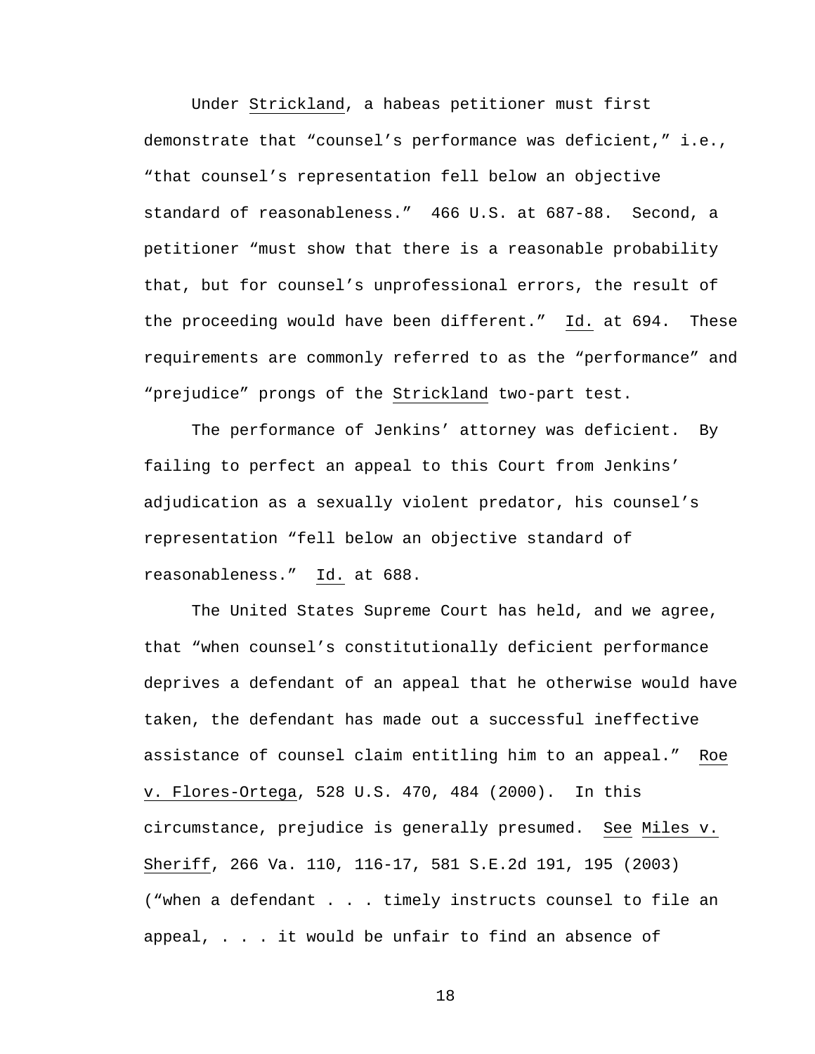Under _Strickland_, a habeas petitioner must first demonstrate that "counsel's performance was deficient," i.e., "that counsel's representation fell below an objective standard of reasonableness." 466 U.S. at 687-88. Second, a petitioner "must show that there is a reasonable probability that, but for counsel's unprofessional errors, the result of the proceeding would have been different." _Id._ at 694. These requirements are commonly referred to as the "performance" and "prejudice" prongs of the _Strickland_ two-part test.

The performance of Jenkins' attorney was deficient. By failing to perfect an appeal to this Court from Jenkins' adjudication as a sexually violent predator, his counsel's representation "fell below an objective standard of reasonableness." _Id._ at 688.

The United States Supreme Court has held, and we agree, that "when counsel's constitutionally deficient performance deprives a defendant of an appeal that he otherwise would have taken, the defendant has made out a successful ineffective assistance of counsel claim entitling him to an appeal." _Roe v. Flores-Ortega_, 528 U.S. 470, 484 (2000). In this circumstance, prejudice is generally presumed. _See_ _Miles v. Sheriff_, 266 Va. 110, 116-17, 581 S.E.2d 191, 195 (2003) ("when a defendant . . . timely instructs counsel to file an appeal, . . . it would be unfair to find an absence of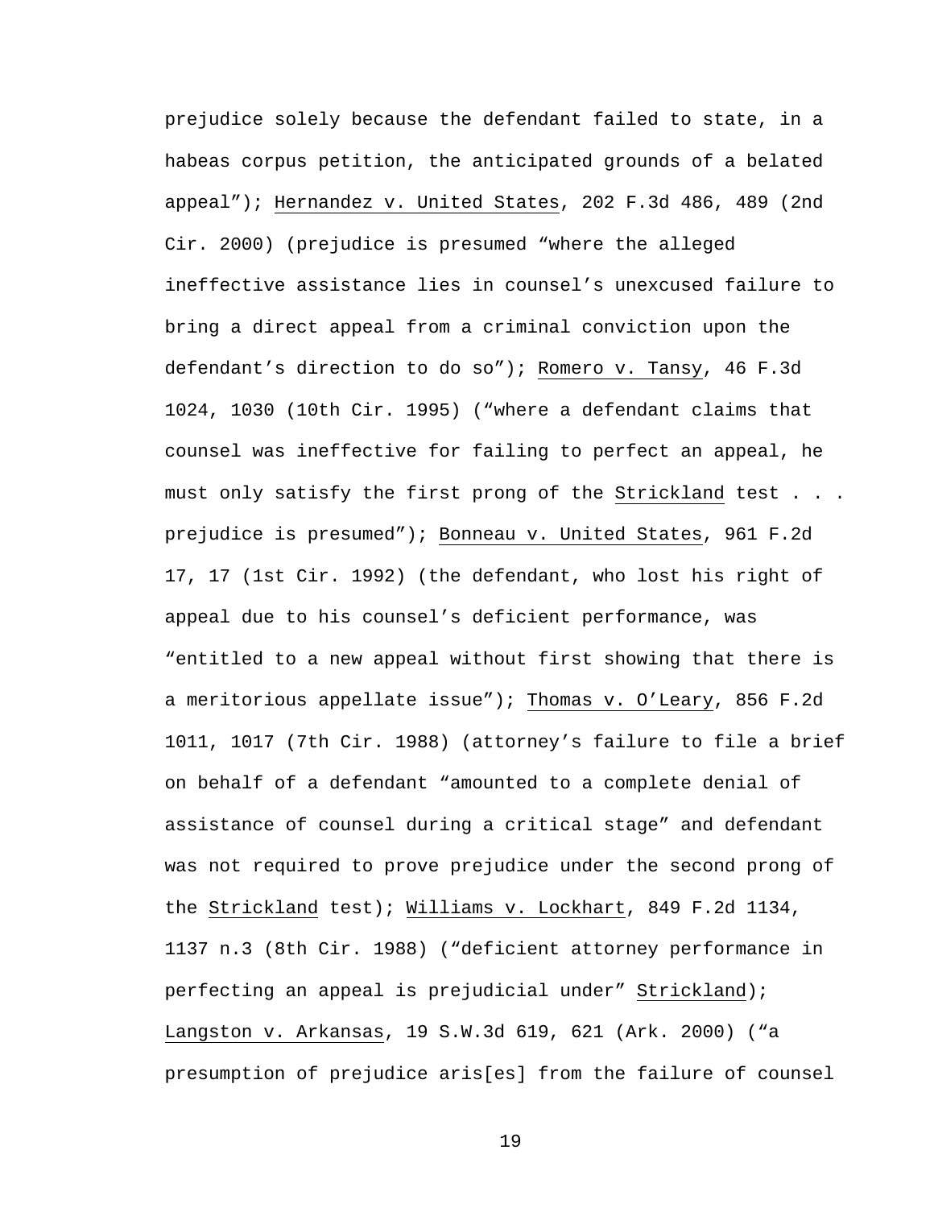prejudice solely because the defendant failed to state, in a habeas corpus petition, the anticipated grounds of a belated appeal"); Hernandez v. United States, 202 F.3d 486, 489 (2nd Cir. 2000) (prejudice is presumed "where the alleged ineffective assistance lies in counsel's unexcused failure to bring a direct appeal from a criminal conviction upon the defendant's direction to do so"); Romero v. Tansy, 46 F.3d 1024, 1030 (10th Cir. 1995) ("where a defendant claims that counsel was ineffective for failing to perfect an appeal, he must only satisfy the first prong of the Strickland test . . . prejudice is presumed"); Bonneau v. United States, 961 F.2d 17, 17 (1st Cir. 1992) (the defendant, who lost his right of appeal due to his counsel's deficient performance, was "entitled to a new appeal without first showing that there is a meritorious appellate issue"); Thomas v. O'Leary, 856 F.2d 1011, 1017 (7th Cir. 1988) (attorney's failure to file a brief on behalf of a defendant "amounted to a complete denial of assistance of counsel during a critical stage" and defendant was not required to prove prejudice under the second prong of the Strickland test); Williams v. Lockhart, 849 F.2d 1134, 1137 n.3 (8th Cir. 1988) ("deficient attorney performance in perfecting an appeal is prejudicial under" Strickland); Langston v. Arkansas, 19 S.W.3d 619, 621 (Ark. 2000) ("a presumption of prejudice aris[es] from the failure of counsel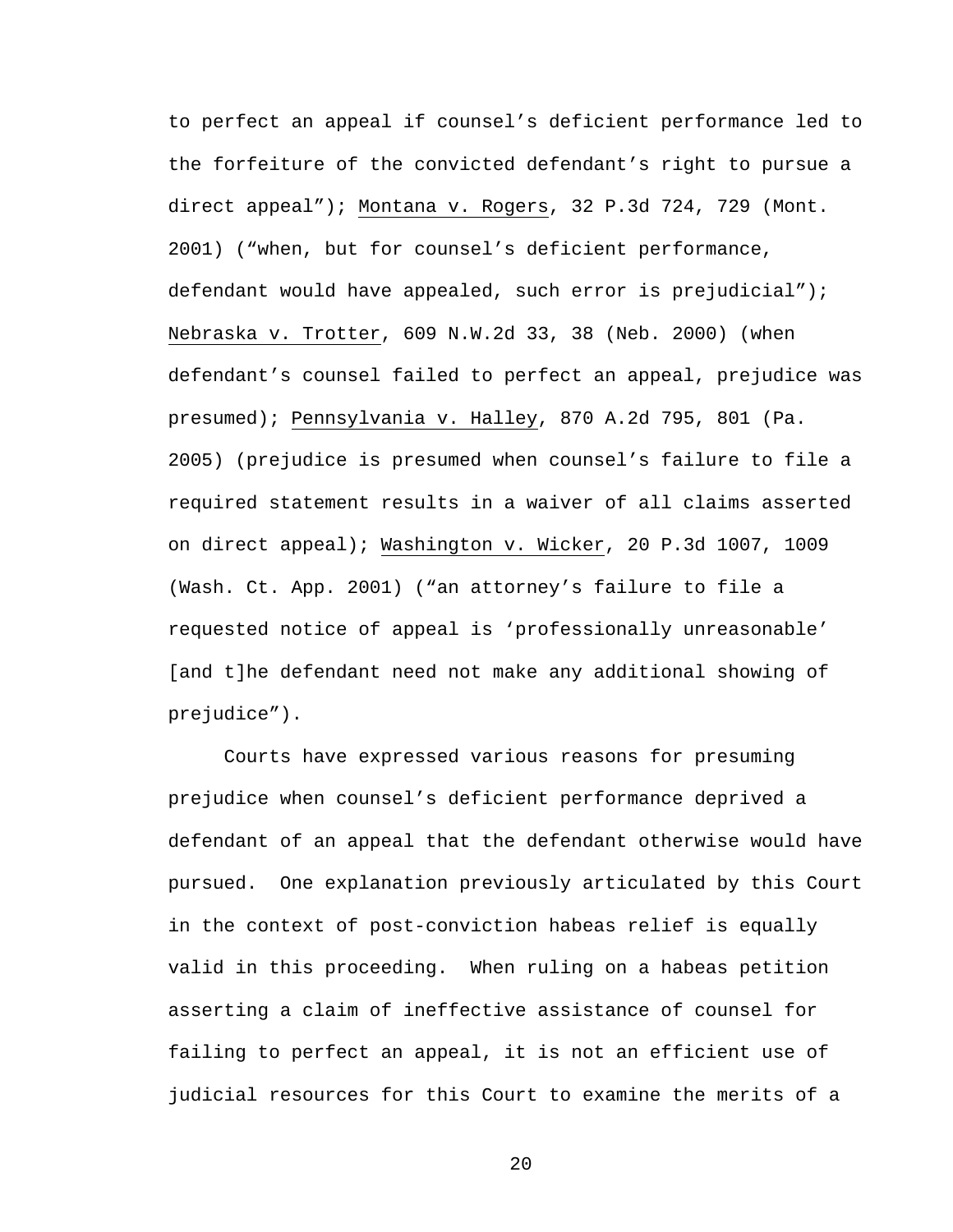to perfect an appeal if counsel's deficient performance led to the forfeiture of the convicted defendant's right to pursue a direct appeal"); Montana v. Rogers, 32 P.3d 724, 729 (Mont. 2001) ("when, but for counsel's deficient performance, defendant would have appealed, such error is prejudicial"); Nebraska v. Trotter, 609 N.W.2d 33, 38 (Neb. 2000) (when defendant's counsel failed to perfect an appeal, prejudice was presumed); Pennsylvania v. Halley, 870 A.2d 795, 801 (Pa. 2005) (prejudice is presumed when counsel's failure to file a required statement results in a waiver of all claims asserted on direct appeal); Washington v. Wicker, 20 P.3d 1007, 1009 (Wash. Ct. App. 2001) ("an attorney's failure to file a requested notice of appeal is 'professionally unreasonable' [and t]he defendant need not make any additional showing of prejudice").

Courts have expressed various reasons for presuming prejudice when counsel's deficient performance deprived a defendant of an appeal that the defendant otherwise would have pursued. One explanation previously articulated by this Court in the context of post-conviction habeas relief is equally valid in this proceeding. When ruling on a habeas petition asserting a claim of ineffective assistance of counsel for failing to perfect an appeal, it is not an efficient use of judicial resources for this Court to examine the merits of a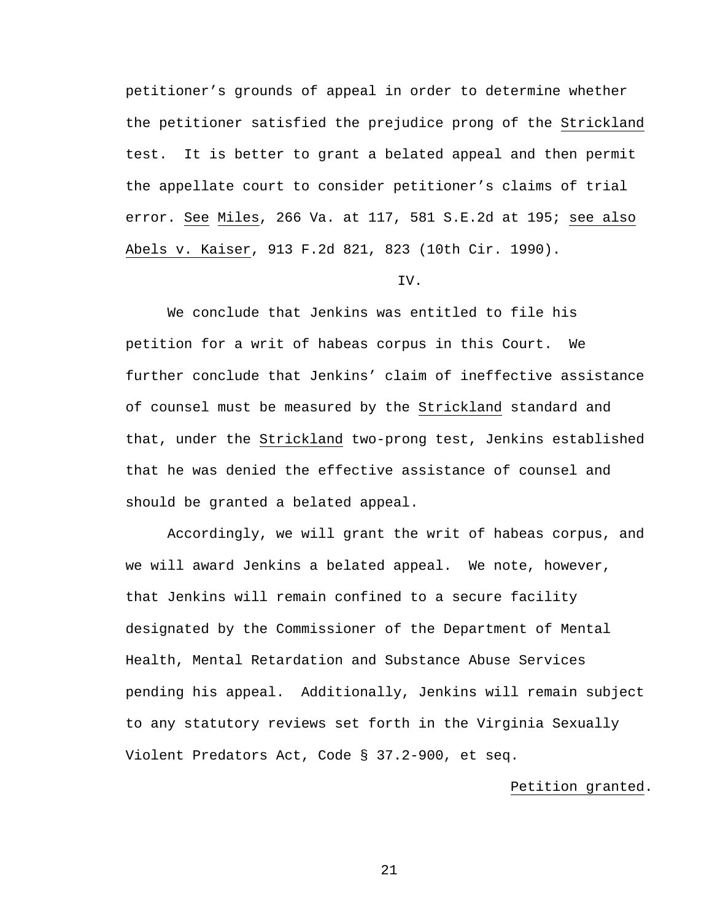petitioner's grounds of appeal in order to determine whether the petitioner satisfied the prejudice prong of the Strickland test. It is better to grant a belated appeal and then permit the appellate court to consider petitioner's claims of trial error. See Miles, 266 Va. at 117, 581 S.E.2d at 195; see also Abels v. Kaiser, 913 F.2d 821, 823 (10th Cir. 1990).

IV.

We conclude that Jenkins was entitled to file his petition for a writ of habeas corpus in this Court. We further conclude that Jenkins' claim of ineffective assistance of counsel must be measured by the Strickland standard and that, under the Strickland two-prong test, Jenkins established that he was denied the effective assistance of counsel and should be granted a belated appeal.

Accordingly, we will grant the writ of habeas corpus, and we will award Jenkins a belated appeal. We note, however, that Jenkins will remain confined to a secure facility designated by the Commissioner of the Department of Mental Health, Mental Retardation and Substance Abuse Services pending his appeal. Additionally, Jenkins will remain subject to any statutory reviews set forth in the Virginia Sexually Violent Predators Act, Code § 37.2-900, et seq.

Petition granted.